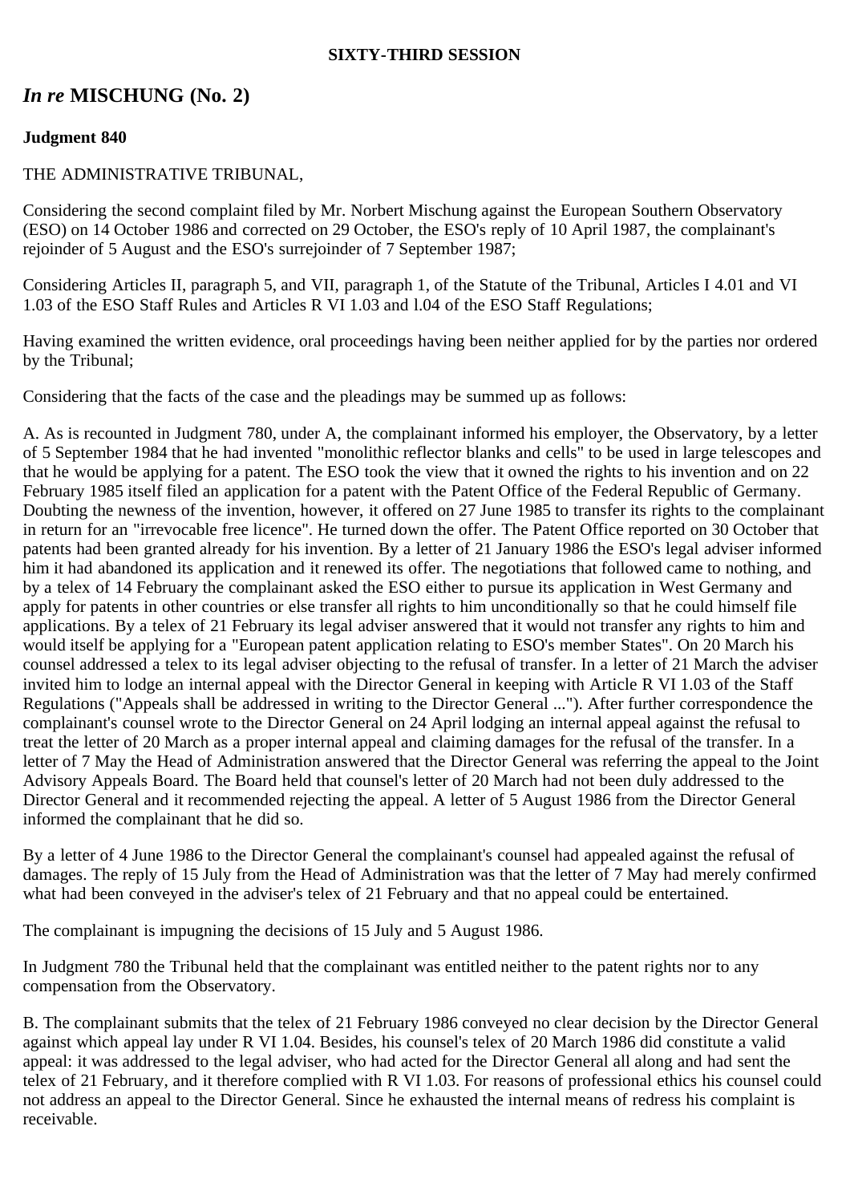**SIXTY-THIRD SESSION**

# *In re* MISCHUNG (No. 2)

**Judgment 840**

THE ADMINISTRATIVE TRIBUNAL,

Considering the second complaint filed by Mr. Norbert Mischung against the European Southern Observatory (ESO) on 14 October 1986 and corrected on 29 October, the ESO's reply of 10 April 1987, the complainant's rejoinder of 5 August and the ESO's surrejoinder of 7 September 1987;

Considering Articles II, paragraph 5, and VII, paragraph 1, of the Statute of the Tribunal, Articles I 4.01 and VI 1.03 of the ESO Staff Rules and Articles R VI 1.03 and l.04 of the ESO Staff Regulations;

Having examined the written evidence, oral proceedings having been neither applied for by the parties nor ordered by the Tribunal;

Considering that the facts of the case and the pleadings may be summed up as follows:

A. As is recounted in Judgment 780, under A, the complainant informed his employer, the Observatory, by a letter of 5 September 1984 that he had invented "monolithic reflector blanks and cells" to be used in large telescopes and that he would be applying for a patent. The ESO took the view that it owned the rights to his invention and on 22 February 1985 itself filed an application for a patent with the Patent Office of the Federal Republic of Germany. Doubting the newness of the invention, however, it offered on 27 June 1985 to transfer its rights to the complainant in return for an "irrevocable free licence". He turned down the offer. The Patent Office reported on 30 October that patents had been granted already for his invention. By a letter of 21 January 1986 the ESO's legal adviser informed him it had abandoned its application and it renewed its offer. The negotiations that followed came to nothing, and by a telex of 14 February the complainant asked the ESO either to pursue its application in West Germany and apply for patents in other countries or else transfer all rights to him unconditionally so that he could himself file applications. By a telex of 21 February its legal adviser answered that it would not transfer any rights to him and would itself be applying for a "European patent application relating to ESO's member States". On 20 March his counsel addressed a telex to its legal adviser objecting to the refusal of transfer. In a letter of 21 March the adviser invited him to lodge an internal appeal with the Director General in keeping with Article R VI 1.03 of the Staff Regulations ("Appeals shall be addressed in writing to the Director General ..."). After further correspondence the complainant's counsel wrote to the Director General on 24 April lodging an internal appeal against the refusal to treat the letter of 20 March as a proper internal appeal and claiming damages for the refusal of the transfer. In a letter of 7 May the Head of Administration answered that the Director General was referring the appeal to the Joint Advisory Appeals Board. The Board held that counsel's letter of 20 March had not been duly addressed to the Director General and it recommended rejecting the appeal. A letter of 5 August 1986 from the Director General informed the complainant that he did so.

By a letter of 4 June 1986 to the Director General the complainant's counsel had appealed against the refusal of damages. The reply of 15 July from the Head of Administration was that the letter of 7 May had merely confirmed what had been conveyed in the adviser's telex of 21 February and that no appeal could be entertained.

The complainant is impugning the decisions of 15 July and 5 August 1986.

In Judgment 780 the Tribunal held that the complainant was entitled neither to the patent rights nor to any compensation from the Observatory.

B. The complainant submits that the telex of 21 February 1986 conveyed no clear decision by the Director General against which appeal lay under R VI 1.04. Besides, his counsel's telex of 20 March 1986 did constitute a valid appeal: it was addressed to the legal adviser, who had acted for the Director General all along and had sent the telex of 21 February, and it therefore complied with R VI 1.03. For reasons of professional ethics his counsel could not address an appeal to the Director General. Since he exhausted the internal means of redress his complaint is receivable.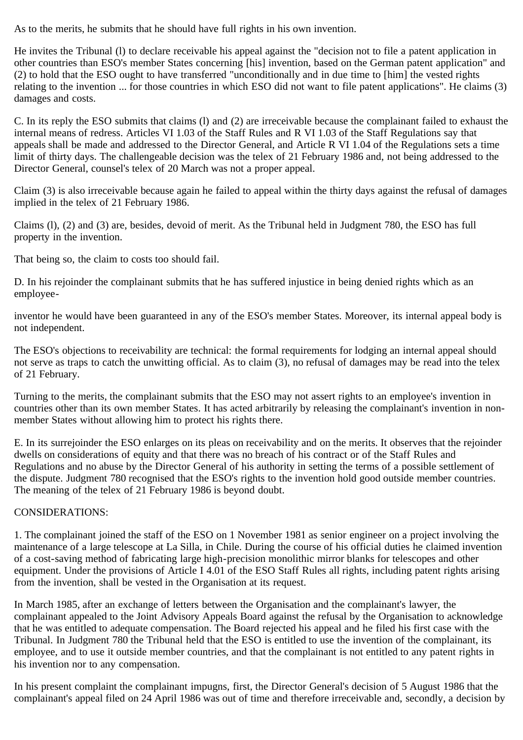As to the merits, he submits that he should have full rights in his own invention.

He invites the Tribunal (l) to declare receivable his appeal against the "decision not to file a patent application in other countries than ESO's member States concerning [his] invention, based on the German patent application" and (2) to hold that the ESO ought to have transferred "unconditionally and in due time to [him] the vested rights relating to the invention ... for those countries in which ESO did not want to file patent applications". He claims (3) damages and costs.

C. In its reply the ESO submits that claims (l) and (2) are irreceivable because the complainant failed to exhaust the internal means of redress. Articles VI 1.03 of the Staff Rules and R VI 1.03 of the Staff Regulations say that appeals shall be made and addressed to the Director General, and Article R VI 1.04 of the Regulations sets a time limit of thirty days. The challengeable decision was the telex of 21 February 1986 and, not being addressed to the Director General, counsel's telex of 20 March was not a proper appeal.

Claim (3) is also irreceivable because again he failed to appeal within the thirty days against the refusal of damages implied in the telex of 21 February 1986.

Claims (l), (2) and (3) are, besides, devoid of merit. As the Tribunal held in Judgment 780, the ESO has full property in the invention.

That being so, the claim to costs too should fail.

D. In his rejoinder the complainant submits that he has suffered injustice in being denied rights which as an employee-inventor he would have been guaranteed in any of the ESO's member States. Moreover, its internal appeal body is not independent.

The ESO's objections to receivability are technical: the formal requirements for lodging an internal appeal should not serve as traps to catch the unwitting official. As to claim (3), no refusal of damages may be read into the telex of 21 February.

Turning to the merits, the complainant submits that the ESO may not assert rights to an employee's invention in countries other than its own member States. It has acted arbitrarily by releasing the complainant's invention in non-member States without allowing him to protect his rights there.

E. In its surrejoinder the ESO enlarges on its pleas on receivability and on the merits. It observes that the rejoinder dwells on considerations of equity and that there was no breach of his contract or of the Staff Rules and Regulations and no abuse by the Director General of his authority in setting the terms of a possible settlement of the dispute. Judgment 780 recognised that the ESO's rights to the invention hold good outside member countries. The meaning of the telex of 21 February 1986 is beyond doubt.

CONSIDERATIONS:

1. The complainant joined the staff of the ESO on 1 November 1981 as senior engineer on a project involving the maintenance of a large telescope at La Silla, in Chile. During the course of his official duties he claimed invention of a cost-saving method of fabricating large high-precision monolithic mirror blanks for telescopes and other equipment. Under the provisions of Article I 4.01 of the ESO Staff Rules all rights, including patent rights arising from the invention, shall be vested in the Organisation at its request.

In March 1985, after an exchange of letters between the Organisation and the complainant's lawyer, the complainant appealed to the Joint Advisory Appeals Board against the refusal by the Organisation to acknowledge that he was entitled to adequate compensation. The Board rejected his appeal and he filed his first case with the Tribunal. In Judgment 780 the Tribunal held that the ESO is entitled to use the invention of the complainant, its employee, and to use it outside member countries, and that the complainant is not entitled to any patent rights in his invention nor to any compensation.

In his present complaint the complainant impugns, first, the Director General's decision of 5 August 1986 that the complainant's appeal filed on 24 April 1986 was out of time and therefore irreceivable and, secondly, a decision by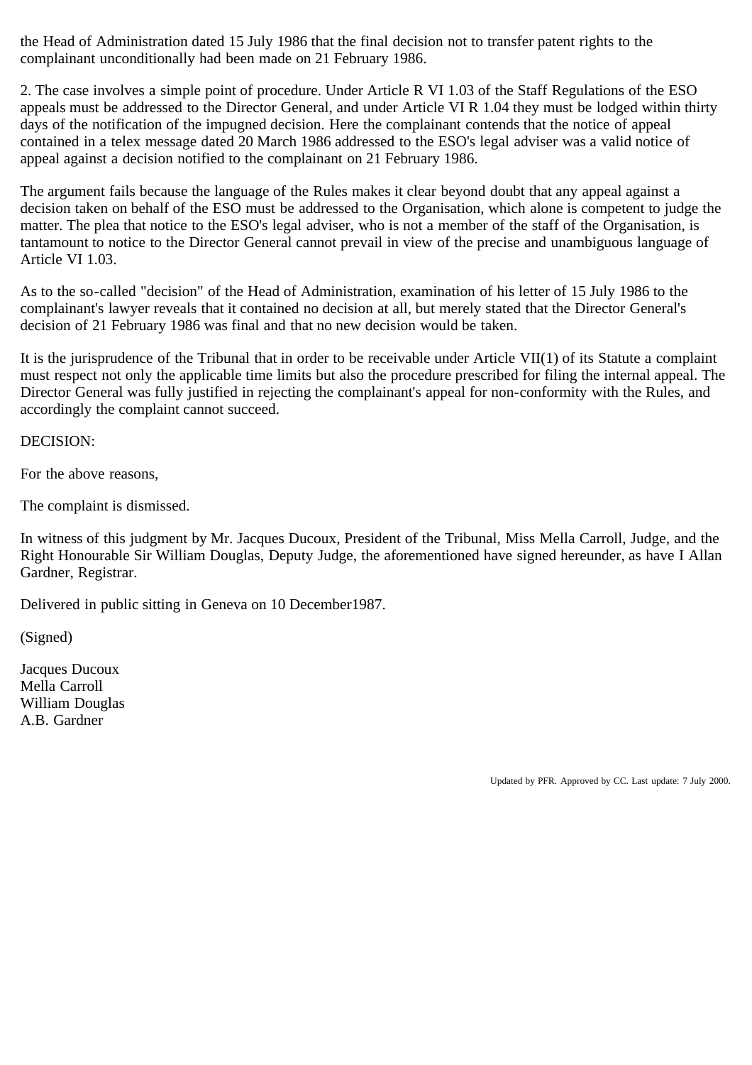the Head of Administration dated 15 July 1986 that the final decision not to transfer patent rights to the complainant unconditionally had been made on 21 February 1986.

2. The case involves a simple point of procedure. Under Article R VI 1.03 of the Staff Regulations of the ESO appeals must be addressed to the Director General, and under Article VI R 1.04 they must be lodged within thirty days of the notification of the impugned decision. Here the complainant contends that the notice of appeal contained in a telex message dated 20 March 1986 addressed to the ESO's legal adviser was a valid notice of appeal against a decision notified to the complainant on 21 February 1986.

The argument fails because the language of the Rules makes it clear beyond doubt that any appeal against a decision taken on behalf of the ESO must be addressed to the Organisation, which alone is competent to judge the matter. The plea that notice to the ESO's legal adviser, who is not a member of the staff of the Organisation, is tantamount to notice to the Director General cannot prevail in view of the precise and unambiguous language of Article VI 1.03.

As to the so-called "decision" of the Head of Administration, examination of his letter of 15 July 1986 to the complainant's lawyer reveals that it contained no decision at all, but merely stated that the Director General's decision of 21 February 1986 was final and that no new decision would be taken.

It is the jurisprudence of the Tribunal that in order to be receivable under Article VII(1) of its Statute a complaint must respect not only the applicable time limits but also the procedure prescribed for filing the internal appeal. The Director General was fully justified in rejecting the complainant's appeal for non-conformity with the Rules, and accordingly the complaint cannot succeed.

DECISION:

For the above reasons,

The complaint is dismissed.

In witness of this judgment by Mr. Jacques Ducoux, President of the Tribunal, Miss Mella Carroll, Judge, and the Right Honourable Sir William Douglas, Deputy Judge, the aforementioned have signed hereunder, as have I Allan Gardner, Registrar.

Delivered in public sitting in Geneva on 10 December1987.

(Signed)

Jacques Ducoux
Mella Carroll
William Douglas
A.B. Gardner

Updated by PFR. Approved by CC. Last update: 7 July 2000.